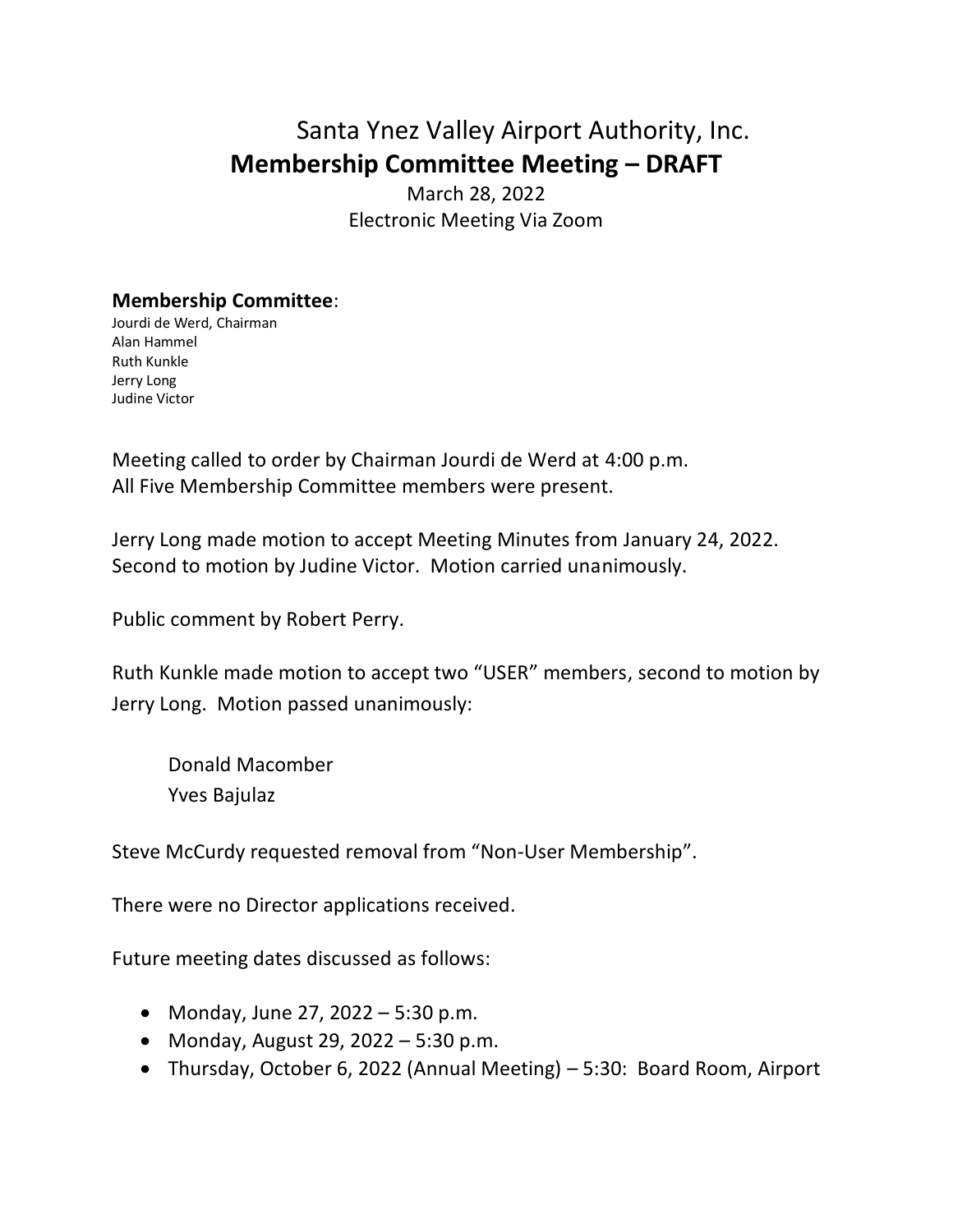# Santa Ynez Valley Airport Authority, Inc.

## Membership Committee Meeting – DRAFT

March 28, 2022
Electronic Meeting Via Zoom

**Membership Committee**:
Jourdi de Werd, Chairman
Alan Hammel
Ruth Kunkle
Jerry Long
Judine Victor

Meeting called to order by Chairman Jourdi de Werd at 4:00 p.m.
All Five Membership Committee members were present.

Jerry Long made motion to accept Meeting Minutes from January 24, 2022. Second to motion by Judine Victor. Motion carried unanimously.

Public comment by Robert Perry.

Ruth Kunkle made motion to accept two "USER" members, second to motion by Jerry Long. Motion passed unanimously:

Donald Macomber
Yves Bajulaz

Steve McCurdy requested removal from "Non-User Membership".

There were no Director applications received.

Future meeting dates discussed as follows:

- Monday, June 27, 2022 – 5:30 p.m.
- Monday, August 29, 2022 – 5:30 p.m.
- Thursday, October 6, 2022 (Annual Meeting) – 5:30: Board Room, Airport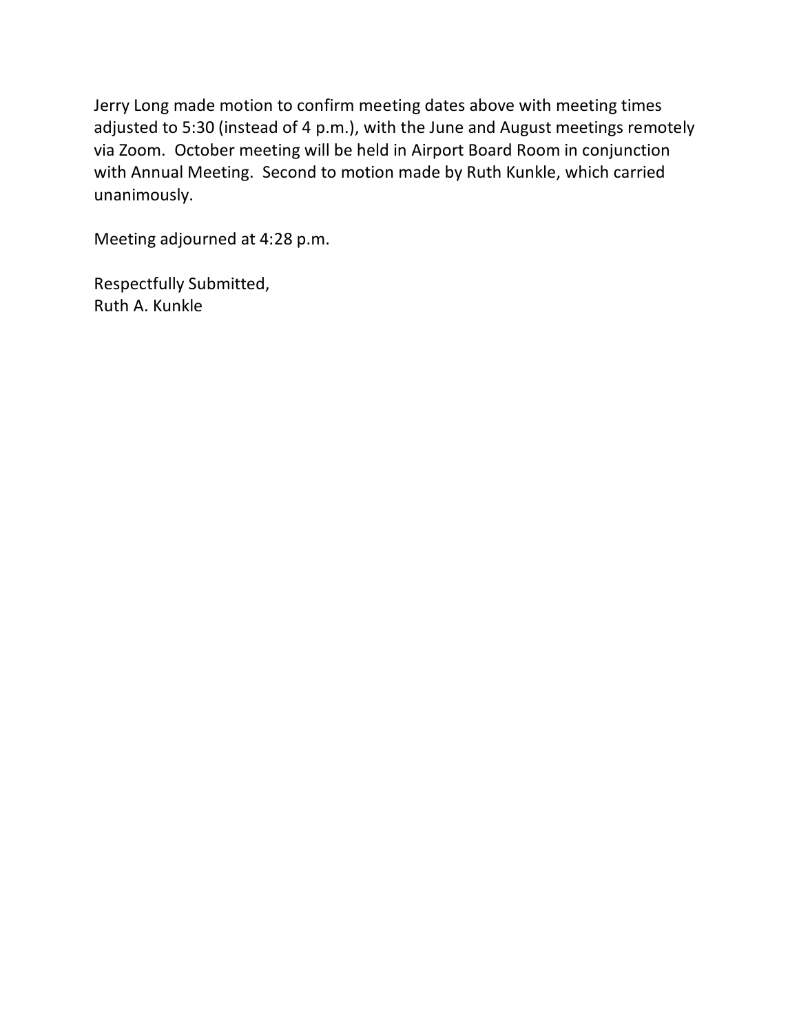Jerry Long made motion to confirm meeting dates above with meeting times adjusted to 5:30 (instead of 4 p.m.), with the June and August meetings remotely via Zoom. October meeting will be held in Airport Board Room in conjunction with Annual Meeting. Second to motion made by Ruth Kunkle, which carried unanimously.

Meeting adjourned at 4:28 p.m.

Respectfully Submitted,
Ruth A. Kunkle